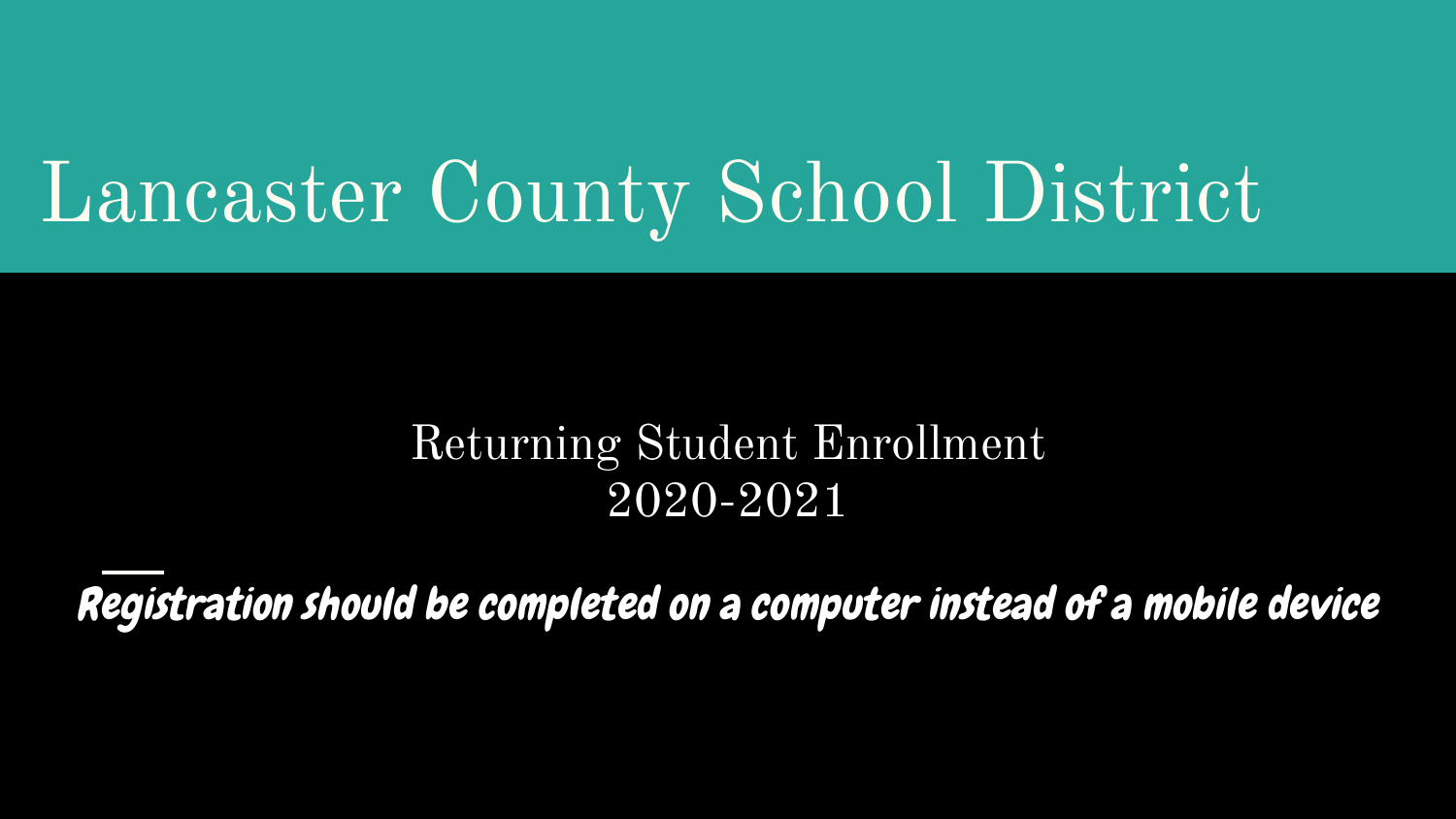# Lancaster County School District

## Returning Student Enrollment 2020-2021

**Registration should be completed on a computer instead of a mobile device**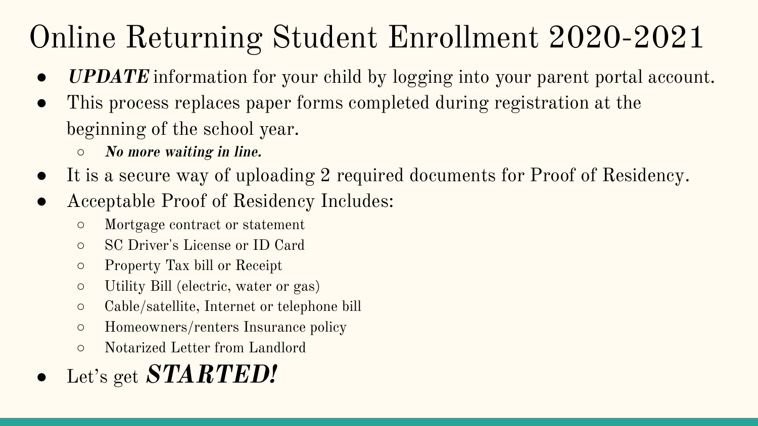# Online Returning Student Enrollment 2020-2021

- ***UPDATE*** information for your child by logging into your parent portal account.
- This process replaces paper forms completed during registration at the beginning of the school year.
  - ***No more waiting in line.***
- It is a secure way of uploading 2 required documents for Proof of Residency.
- Acceptable Proof of Residency Includes:
  - Mortgage contract or statement
  - SC Driver's License or ID Card
  - Property Tax bill or Receipt
  - Utility Bill (electric, water or gas)
  - Cable/satellite, Internet or telephone bill
  - Homeowners/renters Insurance policy
  - Notarized Letter from Landlord
- Let's get ***STARTED!***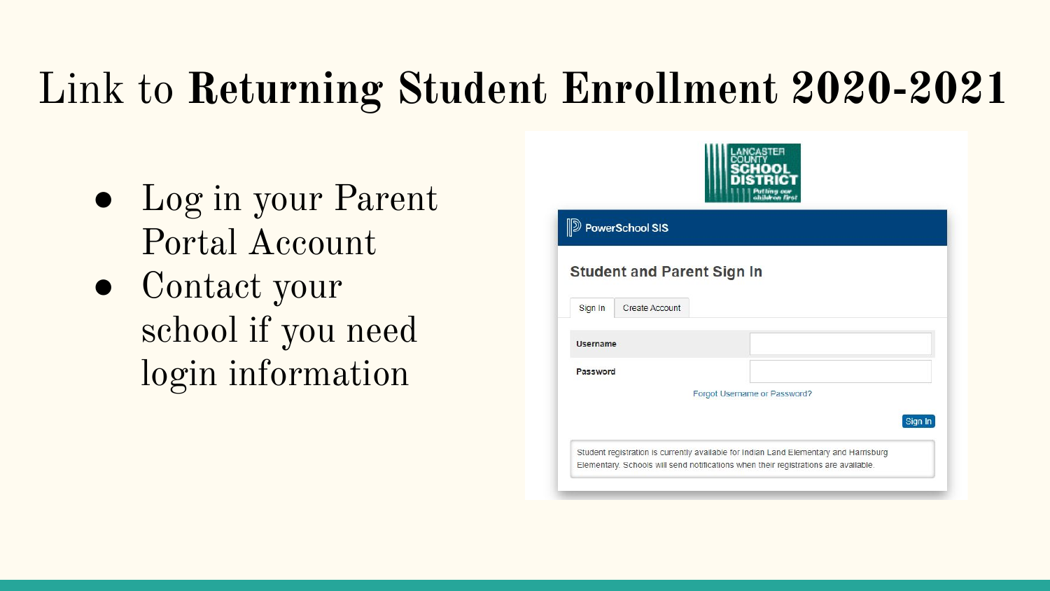# Link to **Returning Student Enrollment 2020-2021**

- Log in your Parent Portal Account
- Contact your school if you need login information

LANCASTER COUNTY SCHOOL DISTRICT
Putting our children first

PowerSchool SIS

**Student and Parent Sign In**

Sign In | Create Account

**Username**

**Password**

Forgot Username or Password?

Sign In

Student registration is currently available for Indian Land Elementary and Harrisburg Elementary. Schools will send notifications when their registrations are available.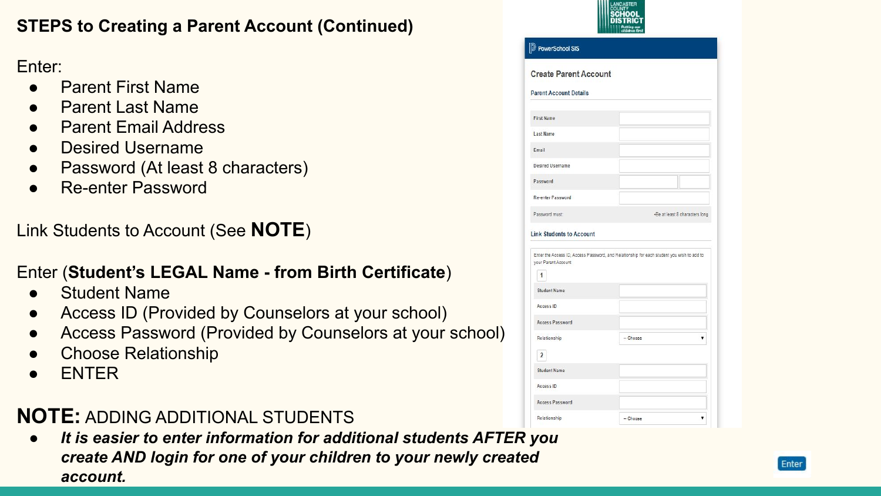## STEPS to Creating a Parent Account (Continued)

Enter:

- Parent First Name
- Parent Last Name
- Parent Email Address
- Desired Username
- Password (At least 8 characters)
- Re-enter Password

Link Students to Account (See **NOTE**)

Enter (**Student's LEGAL Name - from Birth Certificate**)

- Student Name
- Access ID (Provided by Counselors at your school)
- Access Password (Provided by Counselors at your school)
- Choose Relationship
- ENTER

**NOTE:** ADDING ADDITIONAL STUDENTS

- ***It is easier to enter information for additional students AFTER you create AND login for one of your children to your newly created account.***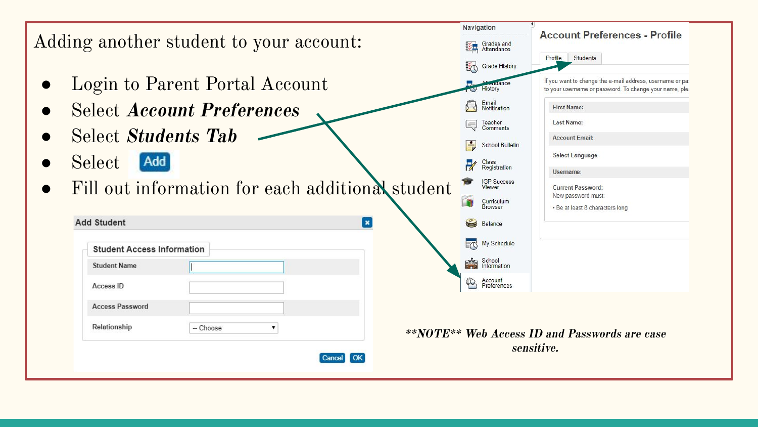Adding another student to your account:

- Login to Parent Portal Account
- Select ***Account Preferences***
- Select ***Students Tab***
- Select Add
- Fill out information for each additional student

**Add Student**

**Student Access Information**

| | |
|---|---|
| Student Name | |
| Access ID | |
| Access Password | |
| Relationship | -- Choose |

Cancel OK

Navigation

- Grades and Attendance
- Grade History
- Attendance History
- Email Notification
- Teacher Comments
- School Bulletin
- Class Registration
- IGP Success Viewer
- Curriculum Browser
- Balance
- My Schedule
- School Information
- Account Preferences

**Account Preferences - Profile**

Profile | Students

If you want to change the e-mail address, username or pa
to your username or password. To change your name, ple

First Name:

Last Name:

Account Email:

Select Language

Username:

Current Password:
New password must:
• Be at least 8 characters long

***\*\*NOTE\*\* Web Access ID and Passwords are case sensitive.***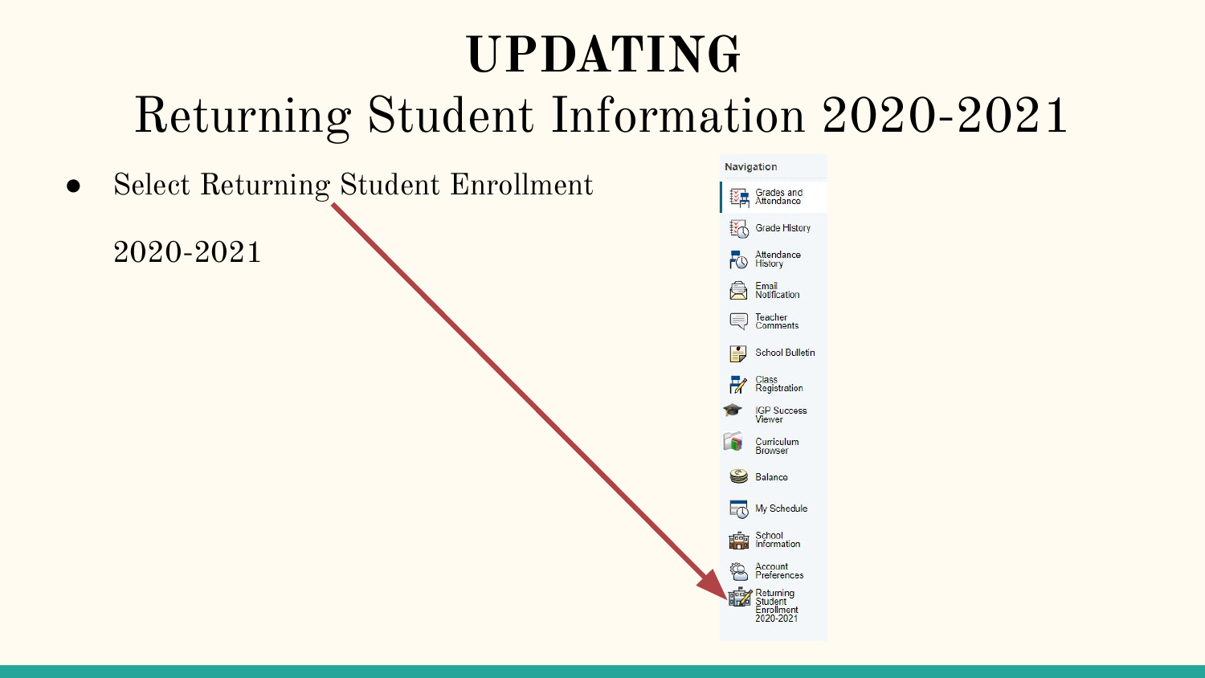# UPDATING

## Returning Student Information 2020-2021

- Select Returning Student Enrollment

  2020-2021

Navigation

- Grades and Attendance
- Grade History
- Attendance History
- Email Notification
- Teacher Comments
- School Bulletin
- Class Registration
- IGP Success Viewer
- Curriculum Browser
- Balance
- My Schedule
- School Information
- Account Preferences
- Returning Student Enrollment 2020-2021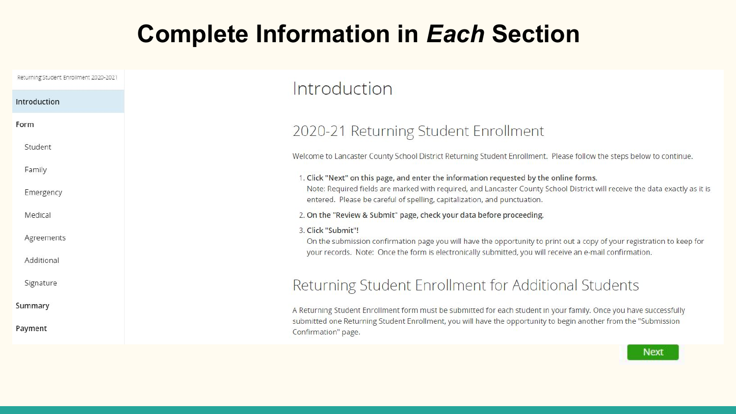# Complete Information in *Each* Section

Returning Student Enrollment 2020-2021

- Introduction
- Form
  - Student
  - Family
  - Emergency
  - Medical
  - Agreements
  - Additional
  - Signature
- Summary
- Payment

## Introduction

### 2020-21 Returning Student Enrollment

Welcome to Lancaster County School District Returning Student Enrollment. Please follow the steps below to continue.

1. **Click "Next" on this page, and enter the information requested by the online forms.**
   Note: Required fields are marked with required, and Lancaster County School District will receive the data exactly as it is entered. Please be careful of spelling, capitalization, and punctuation.
2. **On the "Review & Submit" page, check your data before proceeding.**
3. **Click "Submit"!**
   On the submission confirmation page you will have the opportunity to print out a copy of your registration to keep for your records. Note: Once the form is electronically submitted, you will receive an e-mail confirmation.

### Returning Student Enrollment for Additional Students

A Returning Student Enrollment form must be submitted for each student in your family. Once you have successfully submitted one Returning Student Enrollment, you will have the opportunity to begin another from the "Submission Confirmation" page.

Next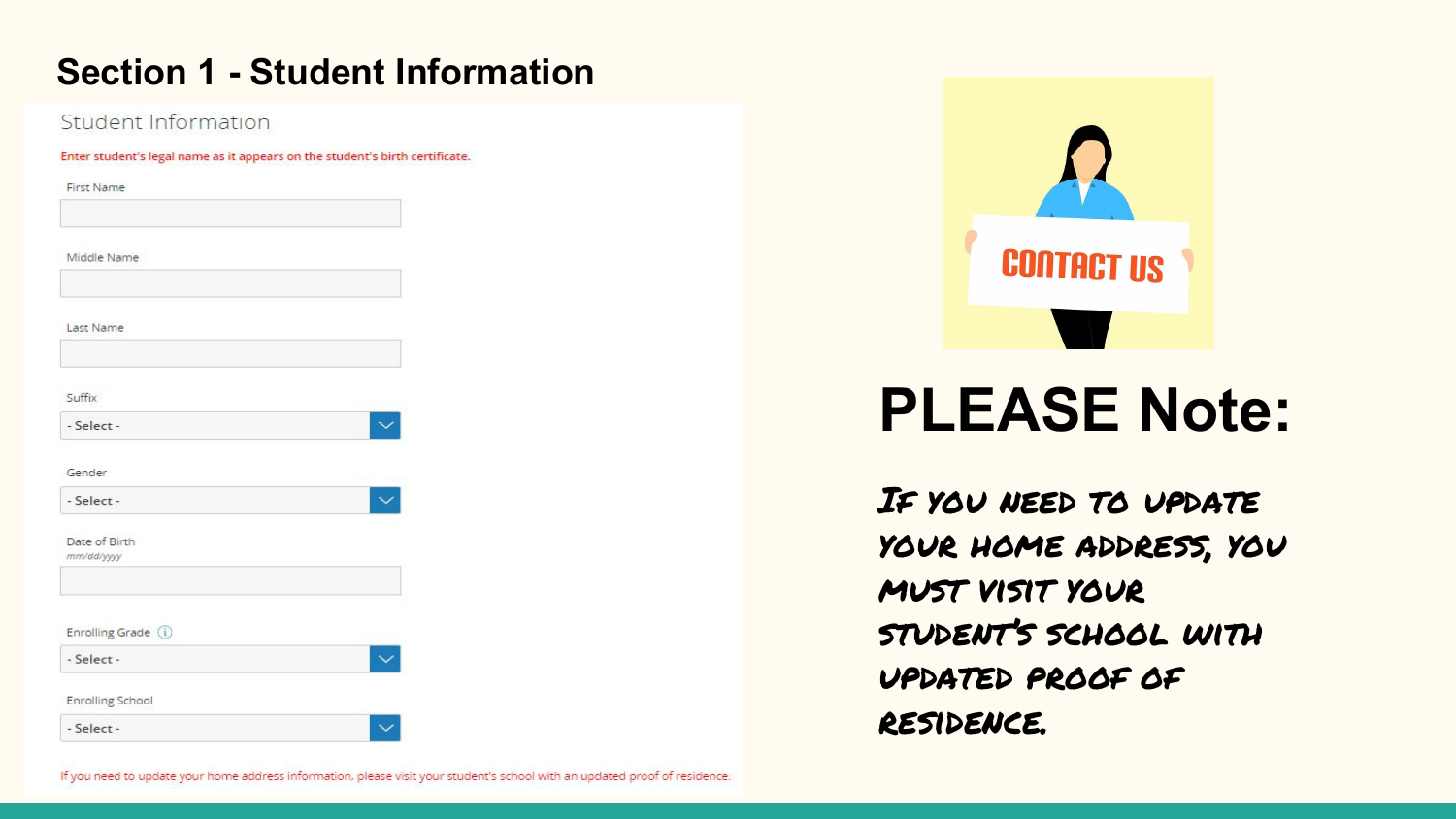## Section 1 - Student Information

Student Information

Enter student's legal name as it appears on the student's birth certificate.

First Name

Middle Name

Last Name

Suffix

- Select -

Gender

- Select -

Date of Birth
mm/dd/yyyy

Enrolling Grade

- Select -

Enrolling School

- Select -

If you need to update your home address information, please visit your student's school with an updated proof of residence.

CONTACT US

# PLEASE Note:

*If you need to update your home address, you must visit your student's school with updated proof of residence.*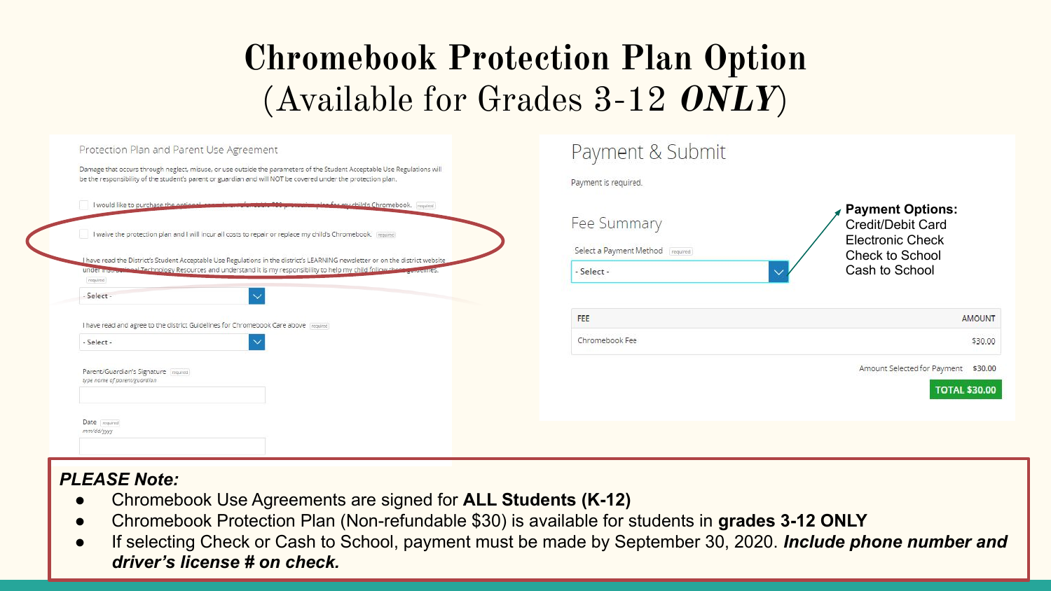# Chromebook Protection Plan Option
## (Available for Grades 3-12 *ONLY*)

### Protection Plan and Parent Use Agreement

Damage that occurs through neglect, misuse, or use outside the parameters of the Student Acceptable Use Regulations will be the responsibility of the student's parent or guardian and will NOT be covered under the protection plan.

- [ ] I would like to purchase the optional, non-refundable $30 protection plan for my child's Chromebook. required
- [ ] I waive the protection plan and I will incur all costs to repair or replace my child's Chromebook. required

I have read the District's Student Acceptable Use Regulations in the district's LEARNING newsletter or on the district website under Instructional Technology Resources and understand it is my responsibility to help my child follow these guidelines. required

- Select -

I have read and agree to the district Guidelines for Chromebook Care above required

- Select -

Parent/Guardian's Signature required
*type name of parent/guardian*

Date required
*mm/dd/yyyy*

### Payment & Submit

Payment is required.

#### Fee Summary

Select a Payment Method required

- Select -

**Payment Options:**
Credit/Debit Card
Electronic Check
Check to School
Cash to School

| FEE | AMOUNT |
|---|---|
| Chromebook Fee | $30.00 |

Amount Selected for Payment $30.00

**TOTAL $30.00**

***PLEASE Note:***

- Chromebook Use Agreements are signed for **ALL Students (K-12)**
- Chromebook Protection Plan (Non-refundable $30) is available for students in **grades 3-12 ONLY**
- If selecting Check or Cash to School, payment must be made by September 30, 2020. ***Include phone number and driver's license # on check.***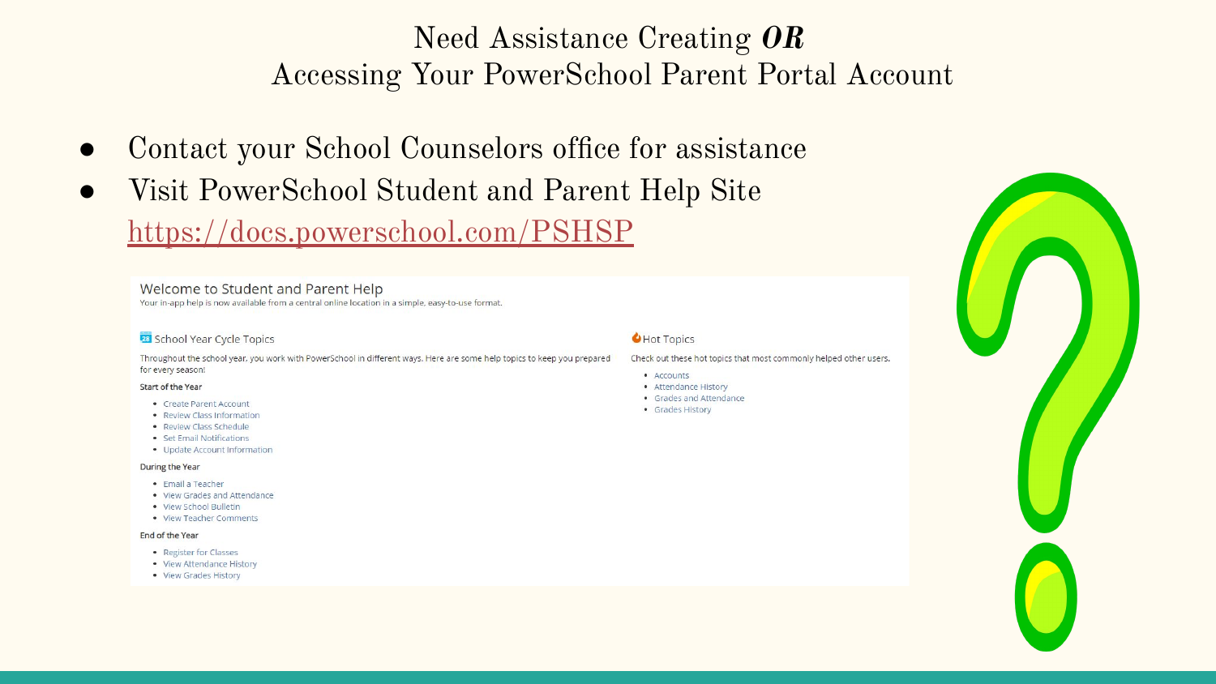# Need Assistance Creating ***OR*** Accessing Your PowerSchool Parent Portal Account

- Contact your School Counselors office for assistance
- Visit PowerSchool Student and Parent Help Site
  https://docs.powerschool.com/PSHSP

Welcome to Student and Parent Help

Your in-app help is now available from a central online location in a simple, easy-to-use format.

School Year Cycle Topics

Throughout the school year, you work with PowerSchool in different ways. Here are some help topics to keep you prepared for every season!

Start of the Year

- Create Parent Account
- Review Class Information
- Review Class Schedule
- Set Email Notifications
- Update Account Information

During the Year

- Email a Teacher
- View Grades and Attendance
- View School Bulletin
- View Teacher Comments

End of the Year

- Register for Classes
- View Attendance History
- View Grades History

Hot Topics

Check out these hot topics that most commonly helped other users.

- Accounts
- Attendance History
- Grades and Attendance
- Grades History